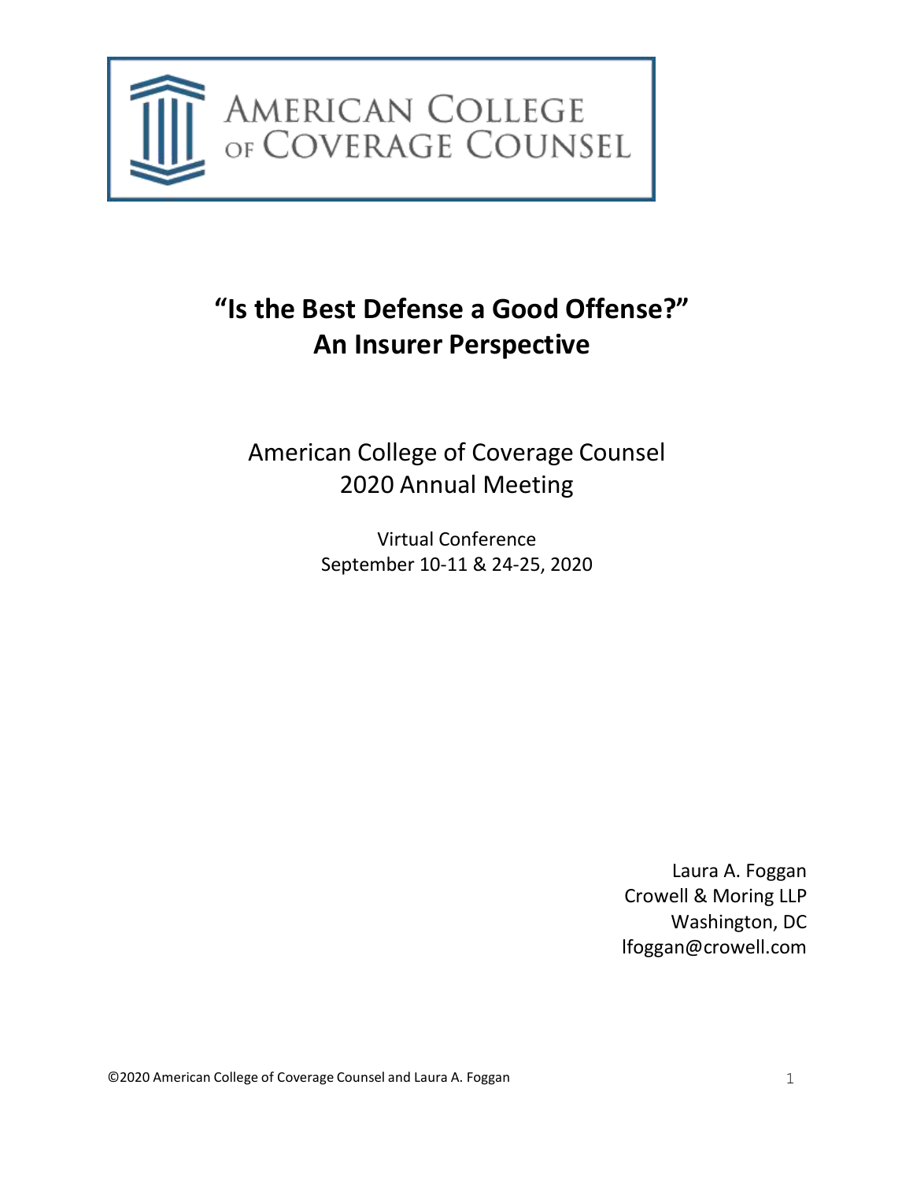AMERICAN COLLEGE OF COVERAGE COUNSEL

# "Is the Best Defense a Good Offense?" An Insurer Perspective

American College of Coverage Counsel
2020 Annual Meeting

Virtual Conference
September 10-11 & 24-25, 2020

Laura A. Foggan
Crowell & Moring LLP
Washington, DC
lfoggan@crowell.com

©2020 American College of Coverage Counsel and Laura A. Foggan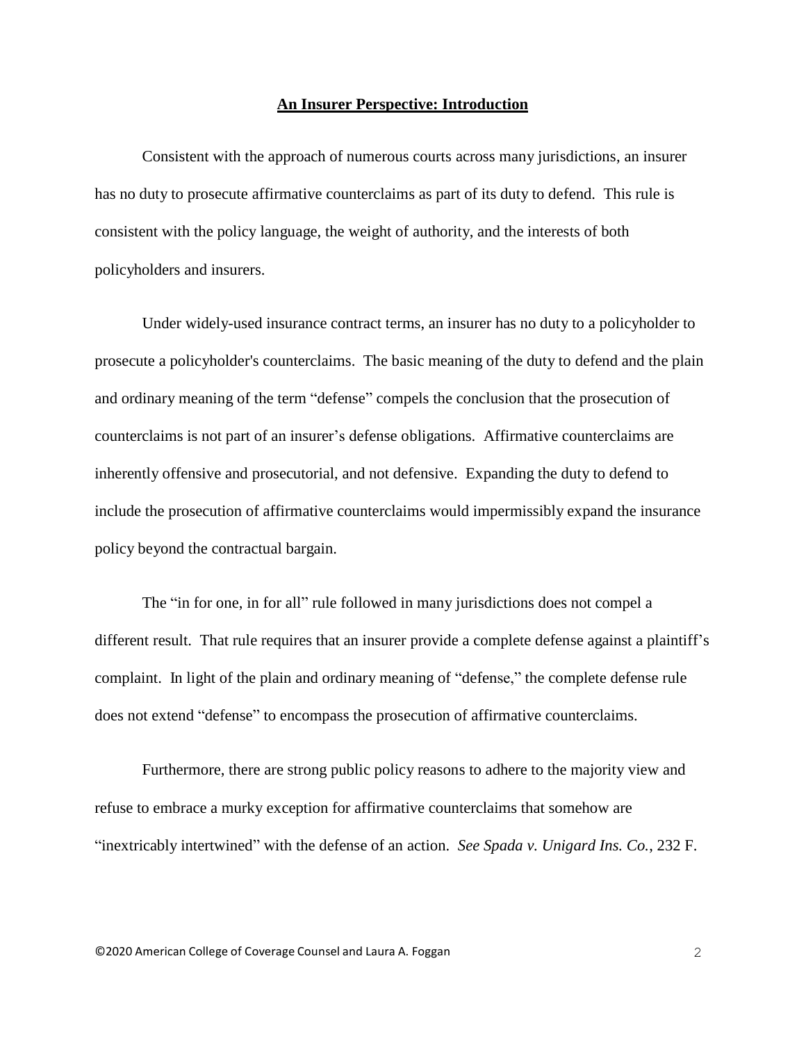## **An Insurer Perspective: Introduction**

Consistent with the approach of numerous courts across many jurisdictions, an insurer has no duty to prosecute affirmative counterclaims as part of its duty to defend. This rule is consistent with the policy language, the weight of authority, and the interests of both policyholders and insurers.

Under widely-used insurance contract terms, an insurer has no duty to a policyholder to prosecute a policyholder's counterclaims. The basic meaning of the duty to defend and the plain and ordinary meaning of the term "defense" compels the conclusion that the prosecution of counterclaims is not part of an insurer's defense obligations. Affirmative counterclaims are inherently offensive and prosecutorial, and not defensive. Expanding the duty to defend to include the prosecution of affirmative counterclaims would impermissibly expand the insurance policy beyond the contractual bargain.

The "in for one, in for all" rule followed in many jurisdictions does not compel a different result. That rule requires that an insurer provide a complete defense against a plaintiff's complaint. In light of the plain and ordinary meaning of "defense," the complete defense rule does not extend "defense" to encompass the prosecution of affirmative counterclaims.

Furthermore, there are strong public policy reasons to adhere to the majority view and refuse to embrace a murky exception for affirmative counterclaims that somehow are "inextricably intertwined" with the defense of an action. *See Spada v. Unigard Ins. Co.*, 232 F.

©2020 American College of Coverage Counsel and Laura A. Foggan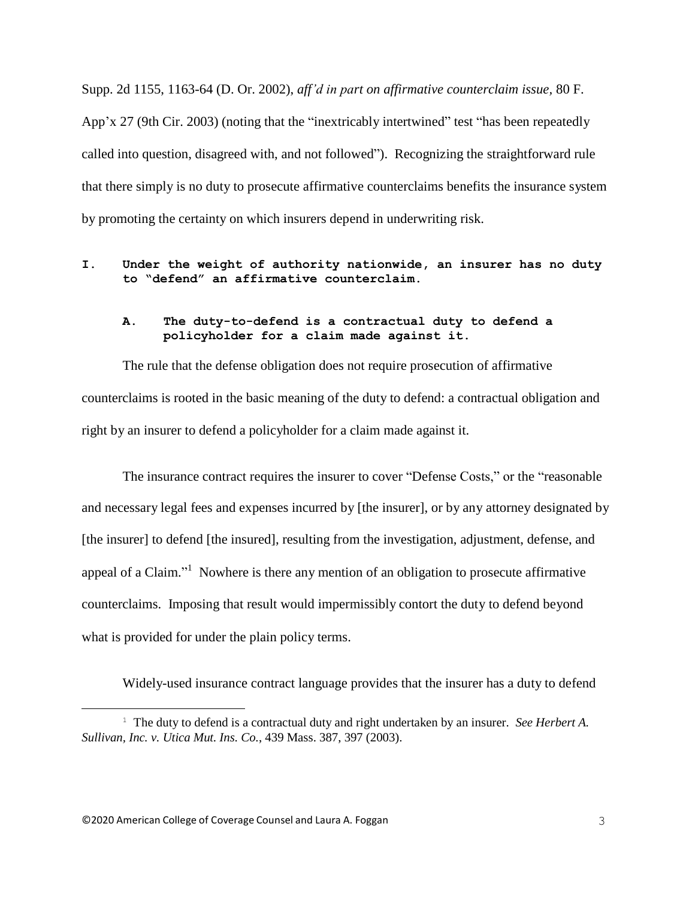Supp. 2d 1155, 1163-64 (D. Or. 2002), *aff'd in part on affirmative counterclaim issue,* 80 F. App'x 27 (9th Cir. 2003) (noting that the "inextricably intertwined" test "has been repeatedly called into question, disagreed with, and not followed"). Recognizing the straightforward rule that there simply is no duty to prosecute affirmative counterclaims benefits the insurance system by promoting the certainty on which insurers depend in underwriting risk.

## I. Under the weight of authority nationwide, an insurer has no duty to "defend" an affirmative counterclaim.

### A. The duty-to-defend is a contractual duty to defend a policyholder for a claim made against it.

The rule that the defense obligation does not require prosecution of affirmative counterclaims is rooted in the basic meaning of the duty to defend: a contractual obligation and right by an insurer to defend a policyholder for a claim made against it.

The insurance contract requires the insurer to cover "Defense Costs," or the "reasonable and necessary legal fees and expenses incurred by [the insurer], or by any attorney designated by [the insurer] to defend [the insured], resulting from the investigation, adjustment, defense, and appeal of a Claim."[1] Nowhere is there any mention of an obligation to prosecute affirmative counterclaims. Imposing that result would impermissibly contort the duty to defend beyond what is provided for under the plain policy terms.

Widely-used insurance contract language provides that the insurer has a duty to defend

---

[1] The duty to defend is a contractual duty and right undertaken by an insurer. *See Herbert A. Sullivan, Inc. v. Utica Mut. Ins. Co.*, 439 Mass. 387, 397 (2003).

©2020 American College of Coverage Counsel and Laura A. Foggan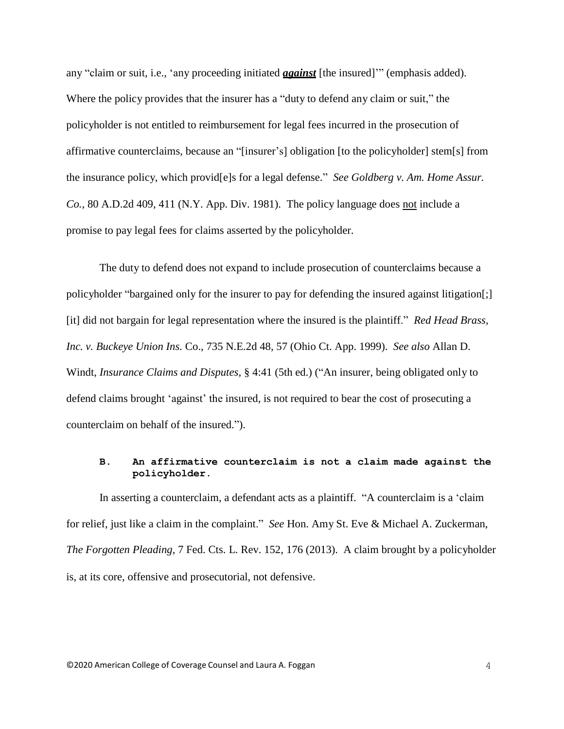any "claim or suit, i.e., 'any proceeding initiated ***against*** [the insured]'" (emphasis added). Where the policy provides that the insurer has a "duty to defend any claim or suit," the policyholder is not entitled to reimbursement for legal fees incurred in the prosecution of affirmative counterclaims, because an "[insurer's] obligation [to the policyholder] stem[s] from the insurance policy, which provid[e]s for a legal defense." *See Goldberg v. Am. Home Assur. Co.*, 80 A.D.2d 409, 411 (N.Y. App. Div. 1981). The policy language does not include a promise to pay legal fees for claims asserted by the policyholder.

The duty to defend does not expand to include prosecution of counterclaims because a policyholder "bargained only for the insurer to pay for defending the insured against litigation[;] [it] did not bargain for legal representation where the insured is the plaintiff." *Red Head Brass, Inc. v. Buckeye Union Ins.* Co., 735 N.E.2d 48, 57 (Ohio Ct. App. 1999). *See also* Allan D. Windt, *Insurance Claims and Disputes*, § 4:41 (5th ed.) ("An insurer, being obligated only to defend claims brought 'against' the insured, is not required to bear the cost of prosecuting a counterclaim on behalf of the insured.").

### B. An affirmative counterclaim is not a claim made against the policyholder.

In asserting a counterclaim, a defendant acts as a plaintiff. "A counterclaim is a 'claim for relief, just like a claim in the complaint." *See* Hon. Amy St. Eve & Michael A. Zuckerman, *The Forgotten Pleading*, 7 Fed. Cts. L. Rev. 152, 176 (2013). A claim brought by a policyholder is, at its core, offensive and prosecutorial, not defensive.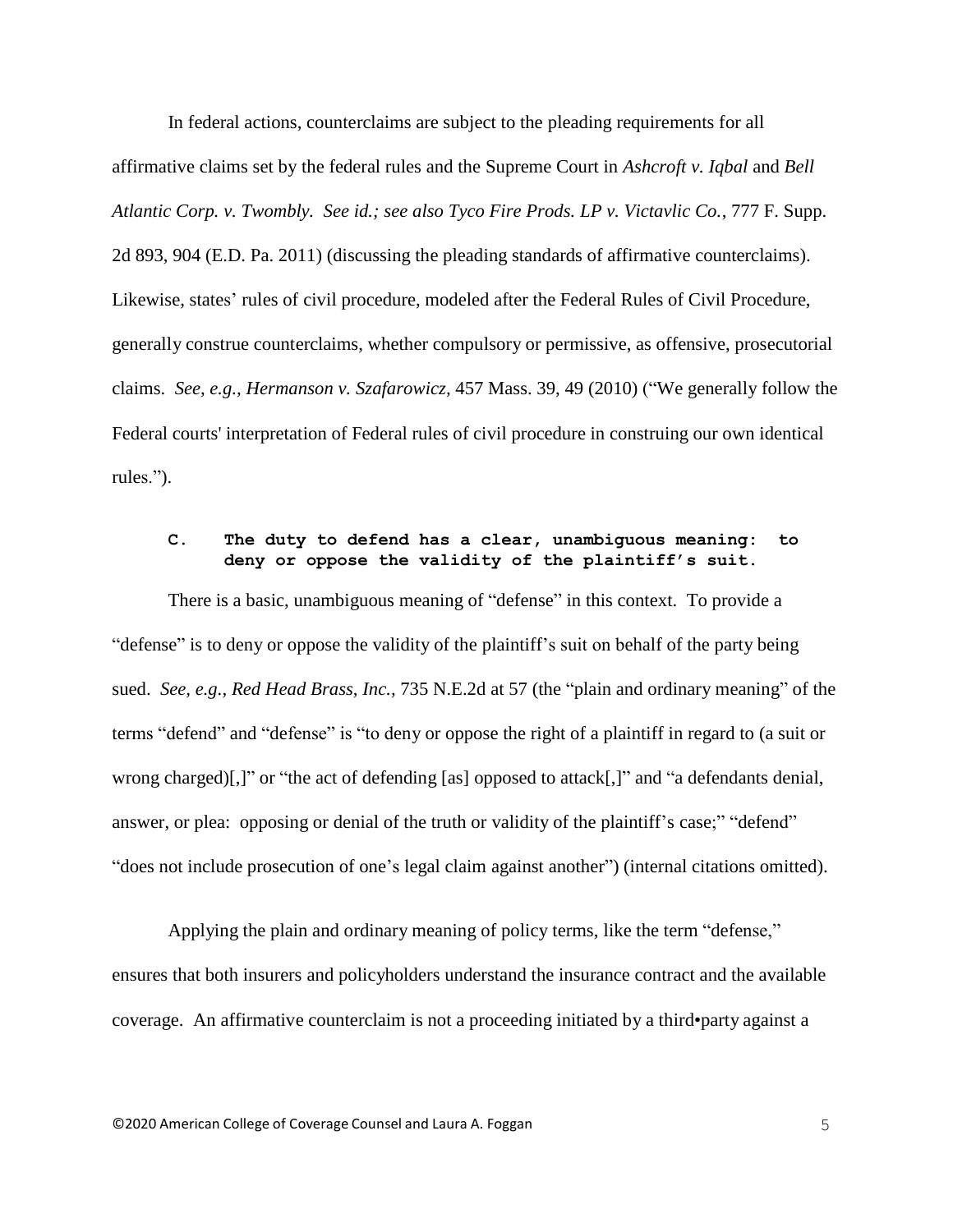In federal actions, counterclaims are subject to the pleading requirements for all affirmative claims set by the federal rules and the Supreme Court in *Ashcroft v. Iqbal* and *Bell Atlantic Corp. v. Twombly. See id.; see also Tyco Fire Prods. LP v. Victavlic Co.*, 777 F. Supp. 2d 893, 904 (E.D. Pa. 2011) (discussing the pleading standards of affirmative counterclaims). Likewise, states' rules of civil procedure, modeled after the Federal Rules of Civil Procedure, generally construe counterclaims, whether compulsory or permissive, as offensive, prosecutorial claims. *See, e.g., Hermanson v. Szafarowicz,* 457 Mass. 39, 49 (2010) ("We generally follow the Federal courts' interpretation of Federal rules of civil procedure in construing our own identical rules.").

### C. The duty to defend has a clear, unambiguous meaning: to deny or oppose the validity of the plaintiff's suit.

There is a basic, unambiguous meaning of "defense" in this context. To provide a "defense" is to deny or oppose the validity of the plaintiff's suit on behalf of the party being sued. *See, e.g., Red Head Brass, Inc.,* 735 N.E.2d at 57 (the "plain and ordinary meaning" of the terms "defend" and "defense" is "to deny or oppose the right of a plaintiff in regard to (a suit or wrong charged)[,]" or "the act of defending [as] opposed to attack[,]" and "a defendants denial, answer, or plea: opposing or denial of the truth or validity of the plaintiff's case;" "defend" "does not include prosecution of one's legal claim against another") (internal citations omitted).

Applying the plain and ordinary meaning of policy terms, like the term "defense," ensures that both insurers and policyholders understand the insurance contract and the available coverage. An affirmative counterclaim is not a proceeding initiated by a third•party against a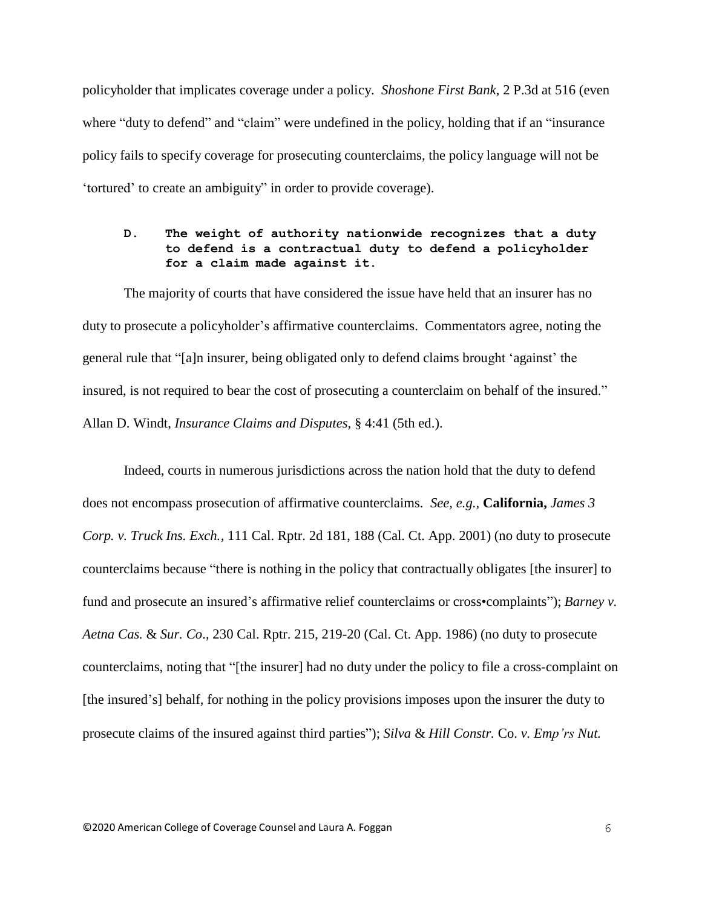policyholder that implicates coverage under a policy. *Shoshone First Bank*, 2 P.3d at 516 (even where "duty to defend" and "claim" were undefined in the policy, holding that if an "insurance policy fails to specify coverage for prosecuting counterclaims, the policy language will not be 'tortured' to create an ambiguity" in order to provide coverage).

### D. The weight of authority nationwide recognizes that a duty to defend is a contractual duty to defend a policyholder for a claim made against it.

The majority of courts that have considered the issue have held that an insurer has no duty to prosecute a policyholder's affirmative counterclaims. Commentators agree, noting the general rule that "[a]n insurer, being obligated only to defend claims brought 'against' the insured, is not required to bear the cost of prosecuting a counterclaim on behalf of the insured." Allan D. Windt, *Insurance Claims and Disputes*, § 4:41 (5th ed.).

Indeed, courts in numerous jurisdictions across the nation hold that the duty to defend does not encompass prosecution of affirmative counterclaims. *See, e.g.*, **California,** *James 3 Corp. v. Truck Ins. Exch.*, 111 Cal. Rptr. 2d 181, 188 (Cal. Ct. App. 2001) (no duty to prosecute counterclaims because "there is nothing in the policy that contractually obligates [the insurer] to fund and prosecute an insured's affirmative relief counterclaims or cross•complaints"); *Barney v. Aetna Cas. & Sur. Co*., 230 Cal. Rptr. 215, 219-20 (Cal. Ct. App. 1986) (no duty to prosecute counterclaims, noting that "[the insurer] had no duty under the policy to file a cross-complaint on [the insured's] behalf, for nothing in the policy provisions imposes upon the insurer the duty to prosecute claims of the insured against third parties"); *Silva & Hill Constr.* Co. *v. Emp'rs Nut.*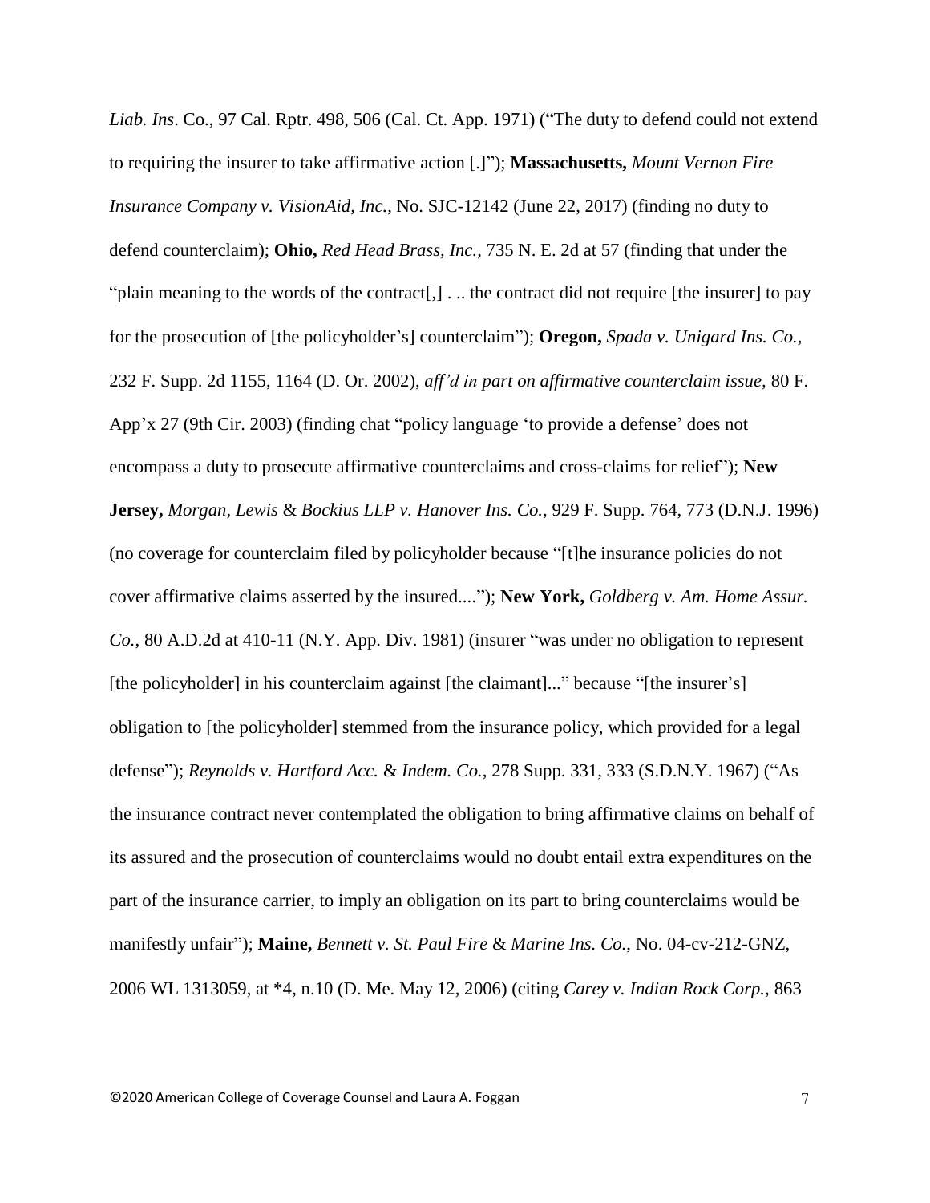*Liab. Ins*. Co., 97 Cal. Rptr. 498, 506 (Cal. Ct. App. 1971) ("The duty to defend could not extend to requiring the insurer to take affirmative action [.]"); **Massachusetts,** *Mount Vernon Fire Insurance Company v. VisionAid, Inc.*, No. SJC-12142 (June 22, 2017) (finding no duty to defend counterclaim); **Ohio,** *Red Head Brass, Inc.,* 735 N. E. 2d at 57 (finding that under the "plain meaning to the words of the contract[,] . .. the contract did not require [the insurer] to pay for the prosecution of [the policyholder's] counterclaim"); **Oregon,** *Spada v. Unigard Ins. Co.,* 232 F. Supp. 2d 1155, 1164 (D. Or. 2002), *aff'd in part on affirmative counterclaim issue,* 80 F. App'x 27 (9th Cir. 2003) (finding chat "policy language 'to provide a defense' does not encompass a duty to prosecute affirmative counterclaims and cross-claims for relief"); **New Jersey,** *Morgan, Lewis* & *Bockius LLP v. Hanover Ins. Co.*, 929 F. Supp. 764, 773 (D.N.J. 1996) (no coverage for counterclaim filed by policyholder because "[t]he insurance policies do not cover affirmative claims asserted by the insured...."); **New York,** *Goldberg v. Am. Home Assur. Co.*, 80 A.D.2d at 410-11 (N.Y. App. Div. 1981) (insurer "was under no obligation to represent [the policyholder] in his counterclaim against [the claimant]..." because "[the insurer's] obligation to [the policyholder] stemmed from the insurance policy, which provided for a legal defense"); *Reynolds v. Hartford Acc.* & *Indem. Co.*, 278 Supp. 331, 333 (S.D.N.Y. 1967) ("As the insurance contract never contemplated the obligation to bring affirmative claims on behalf of its assured and the prosecution of counterclaims would no doubt entail extra expenditures on the part of the insurance carrier, to imply an obligation on its part to bring counterclaims would be manifestly unfair"); **Maine,** *Bennett v. St. Paul Fire* & *Marine Ins. Co.,* No. 04-cv-212-GNZ, 2006 WL 1313059, at *4, n.10 (D. Me. May 12, 2006) (citing *Carey v. Indian Rock Corp.,* 863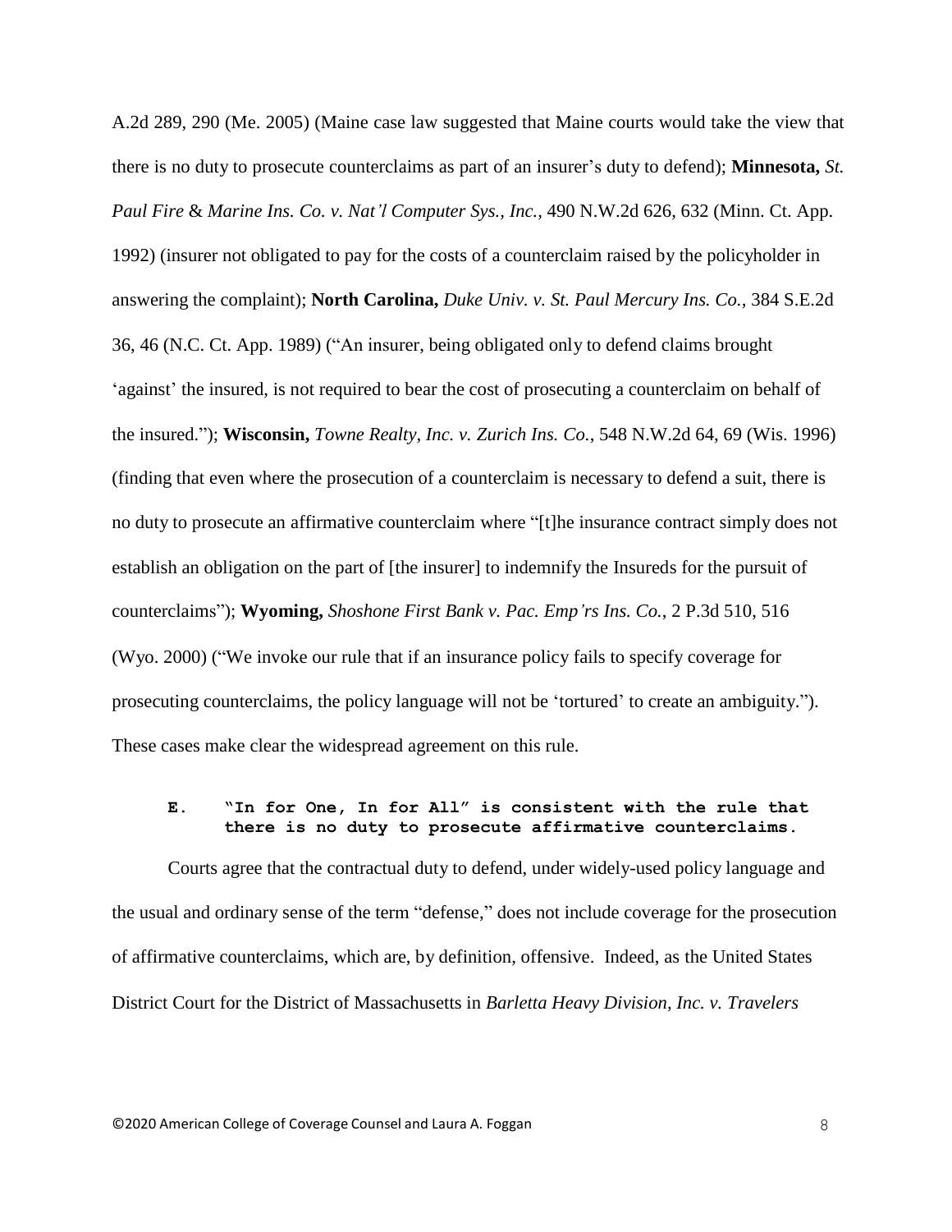A.2d 289, 290 (Me. 2005) (Maine case law suggested that Maine courts would take the view that there is no duty to prosecute counterclaims as part of an insurer's duty to defend); **Minnesota,** *St. Paul Fire & Marine Ins. Co. v. Nat'l Computer Sys., Inc.*, 490 N.W.2d 626, 632 (Minn. Ct. App. 1992) (insurer not obligated to pay for the costs of a counterclaim raised by the policyholder in answering the complaint); **North Carolina,** *Duke Univ. v. St. Paul Mercury Ins. Co.*, 384 S.E.2d 36, 46 (N.C. Ct. App. 1989) ("An insurer, being obligated only to defend claims brought 'against' the insured, is not required to bear the cost of prosecuting a counterclaim on behalf of the insured."); **Wisconsin,** *Towne Realty, Inc. v. Zurich Ins. Co.*, 548 N.W.2d 64, 69 (Wis. 1996) (finding that even where the prosecution of a counterclaim is necessary to defend a suit, there is no duty to prosecute an affirmative counterclaim where "[t]he insurance contract simply does not establish an obligation on the part of [the insurer] to indemnify the Insureds for the pursuit of counterclaims"); **Wyoming,** *Shoshone First Bank v. Pac. Emp'rs Ins. Co.*, 2 P.3d 510, 516 (Wyo. 2000) ("We invoke our rule that if an insurance policy fails to specify coverage for prosecuting counterclaims, the policy language will not be 'tortured' to create an ambiguity."). These cases make clear the widespread agreement on this rule.

### E. "In for One, In for All" is consistent with the rule that there is no duty to prosecute affirmative counterclaims.

Courts agree that the contractual duty to defend, under widely-used policy language and the usual and ordinary sense of the term "defense," does not include coverage for the prosecution of affirmative counterclaims, which are, by definition, offensive. Indeed, as the United States District Court for the District of Massachusetts in *Barletta Heavy Division, Inc. v. Travelers*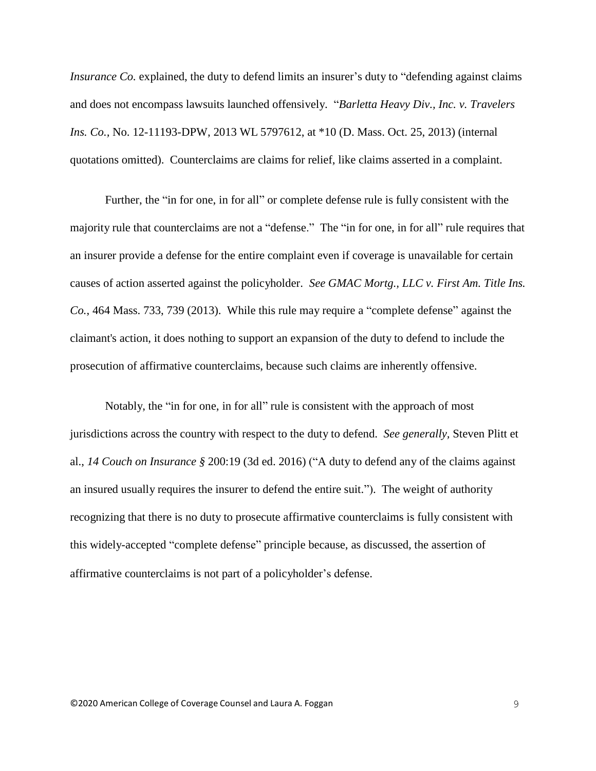*Insurance Co.* explained, the duty to defend limits an insurer's duty to "defending against claims and does not encompass lawsuits launched offensively. "*Barletta Heavy Div., Inc. v. Travelers Ins. Co.*, No. 12-11193-DPW, 2013 WL 5797612, at *10 (D. Mass. Oct. 25, 2013) (internal quotations omitted). Counterclaims are claims for relief, like claims asserted in a complaint.

Further, the "in for one, in for all" or complete defense rule is fully consistent with the majority rule that counterclaims are not a "defense." The "in for one, in for all" rule requires that an insurer provide a defense for the entire complaint even if coverage is unavailable for certain causes of action asserted against the policyholder. *See GMAC Mortg., LLC v. First Am. Title Ins. Co.*, 464 Mass. 733, 739 (2013). While this rule may require a "complete defense" against the claimant's action, it does nothing to support an expansion of the duty to defend to include the prosecution of affirmative counterclaims, because such claims are inherently offensive.

Notably, the "in for one, in for all" rule is consistent with the approach of most jurisdictions across the country with respect to the duty to defend. *See generally*, Steven Plitt et al., *14 Couch on Insurance §* 200:19 (3d ed. 2016) ("A duty to defend any of the claims against an insured usually requires the insurer to defend the entire suit."). The weight of authority recognizing that there is no duty to prosecute affirmative counterclaims is fully consistent with this widely-accepted "complete defense" principle because, as discussed, the assertion of affirmative counterclaims is not part of a policyholder's defense.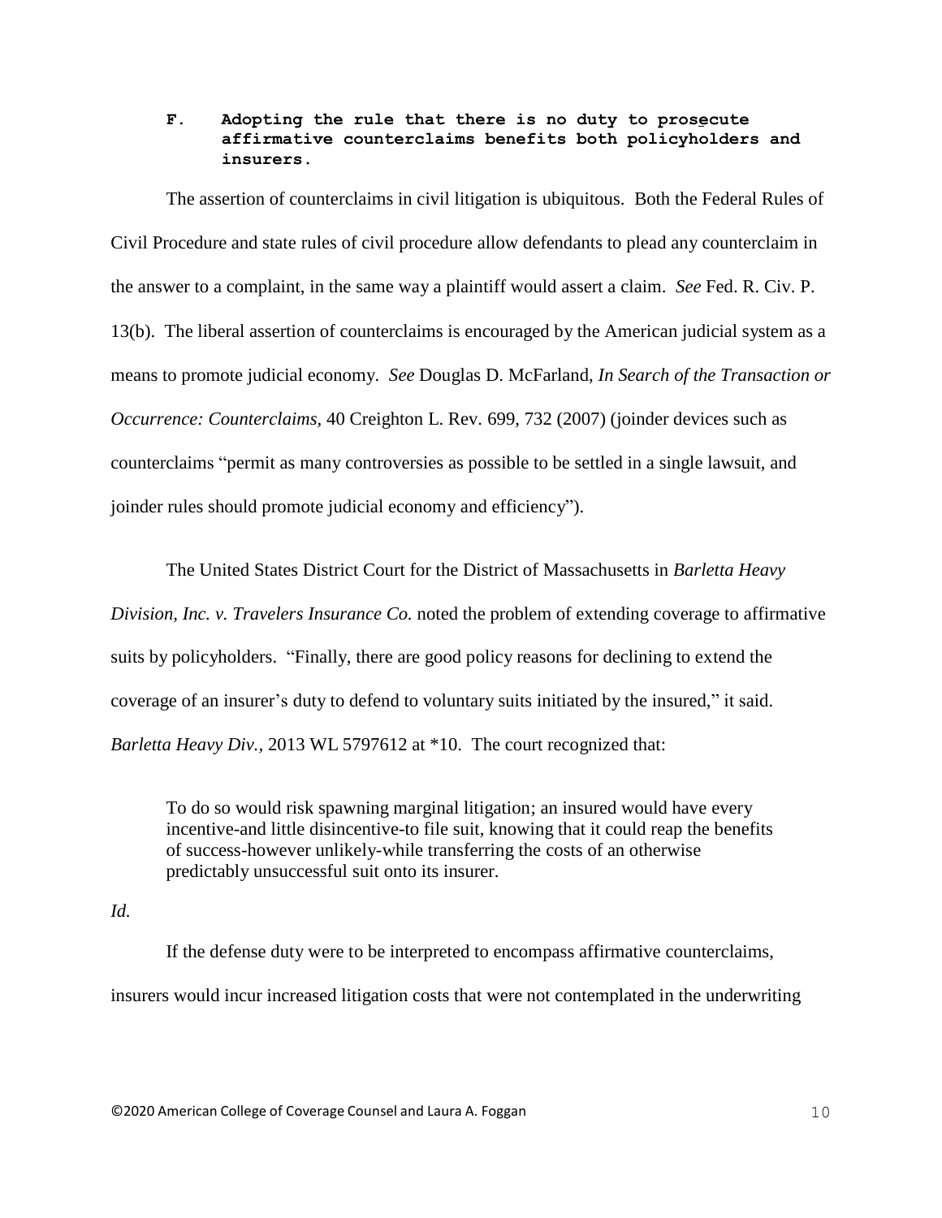### F. Adopting the rule that there is no duty to prosecute affirmative counterclaims benefits both policyholders and insurers.

The assertion of counterclaims in civil litigation is ubiquitous. Both the Federal Rules of Civil Procedure and state rules of civil procedure allow defendants to plead any counterclaim in the answer to a complaint, in the same way a plaintiff would assert a claim. *See* Fed. R. Civ. P. 13(b). The liberal assertion of counterclaims is encouraged by the American judicial system as a means to promote judicial economy. *See* Douglas D. McFarland, *In Search of the Transaction or Occurrence: Counterclaims*, 40 Creighton L. Rev. 699, 732 (2007) (joinder devices such as counterclaims "permit as many controversies as possible to be settled in a single lawsuit, and joinder rules should promote judicial economy and efficiency").

The United States District Court for the District of Massachusetts in *Barletta Heavy Division, Inc. v. Travelers Insurance Co.* noted the problem of extending coverage to affirmative suits by policyholders. "Finally, there are good policy reasons for declining to extend the coverage of an insurer's duty to defend to voluntary suits initiated by the insured," it said. *Barletta Heavy Div.*, 2013 WL 5797612 at *10. The court recognized that:

> To do so would risk spawning marginal litigation; an insured would have every incentive-and little disincentive-to file suit, knowing that it could reap the benefits of success-however unlikely-while transferring the costs of an otherwise predictably unsuccessful suit onto its insurer.

*Id.*

If the defense duty were to be interpreted to encompass affirmative counterclaims, insurers would incur increased litigation costs that were not contemplated in the underwriting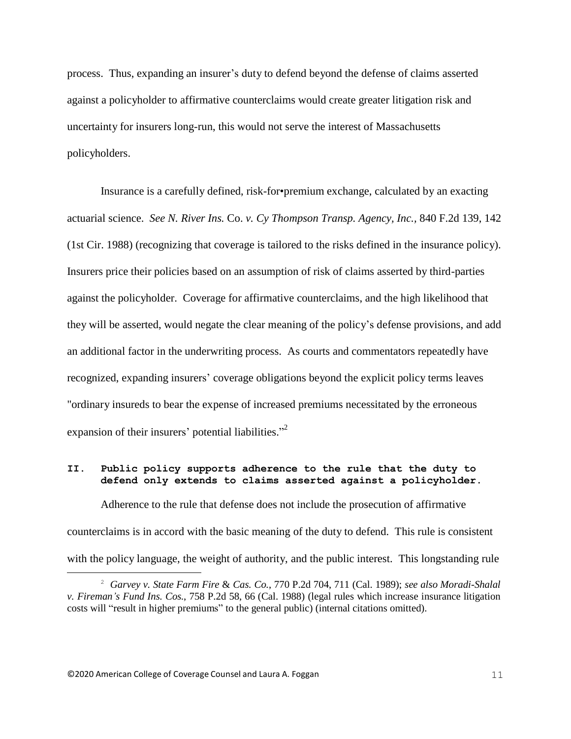process. Thus, expanding an insurer's duty to defend beyond the defense of claims asserted against a policyholder to affirmative counterclaims would create greater litigation risk and uncertainty for insurers long-run, this would not serve the interest of Massachusetts policyholders.

Insurance is a carefully defined, risk-for•premium exchange, calculated by an exacting actuarial science. *See N. River Ins.* Co. *v. Cy Thompson Transp. Agency, Inc.*, 840 F.2d 139, 142 (1st Cir. 1988) (recognizing that coverage is tailored to the risks defined in the insurance policy). Insurers price their policies based on an assumption of risk of claims asserted by third-parties against the policyholder. Coverage for affirmative counterclaims, and the high likelihood that they will be asserted, would negate the clear meaning of the policy's defense provisions, and add an additional factor in the underwriting process. As courts and commentators repeatedly have recognized, expanding insurers' coverage obligations beyond the explicit policy terms leaves "ordinary insureds to bear the expense of increased premiums necessitated by the erroneous expansion of their insurers' potential liabilities."[2]

## II. Public policy supports adherence to the rule that the duty to defend only extends to claims asserted against a policyholder.

Adherence to the rule that defense does not include the prosecution of affirmative counterclaims is in accord with the basic meaning of the duty to defend. This rule is consistent with the policy language, the weight of authority, and the public interest. This longstanding rule

---

[2] *Garvey v. State Farm Fire* & *Cas. Co.*, 770 P.2d 704, 711 (Cal. 1989); *see also Moradi-Shalal v. Fireman's Fund Ins. Cos.*, 758 P.2d 58, 66 (Cal. 1988) (legal rules which increase insurance litigation costs will "result in higher premiums" to the general public) (internal citations omitted).

©2020 American College of Coverage Counsel and Laura A. Foggan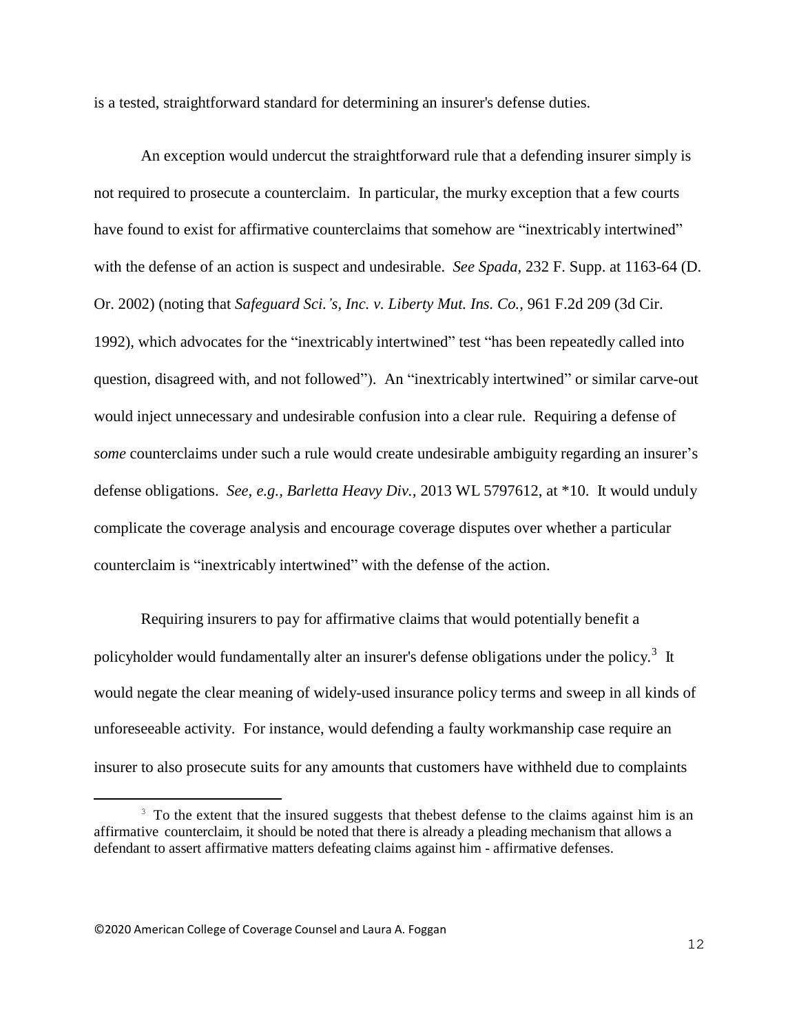is a tested, straightforward standard for determining an insurer's defense duties.

An exception would undercut the straightforward rule that a defending insurer simply is not required to prosecute a counterclaim. In particular, the murky exception that a few courts have found to exist for affirmative counterclaims that somehow are "inextricably intertwined" with the defense of an action is suspect and undesirable. *See Spada*, 232 F. Supp. at 1163-64 (D. Or. 2002) (noting that *Safeguard Sci.'s, Inc. v. Liberty Mut. Ins. Co.*, 961 F.2d 209 (3d Cir. 1992), which advocates for the "inextricably intertwined" test "has been repeatedly called into question, disagreed with, and not followed"). An "inextricably intertwined" or similar carve-out would inject unnecessary and undesirable confusion into a clear rule. Requiring a defense of *some* counterclaims under such a rule would create undesirable ambiguity regarding an insurer's defense obligations. *See, e.g., Barletta Heavy Div.*, 2013 WL 5797612, at *10. It would unduly complicate the coverage analysis and encourage coverage disputes over whether a particular counterclaim is "inextricably intertwined" with the defense of the action.

Requiring insurers to pay for affirmative claims that would potentially benefit a policyholder would fundamentally alter an insurer's defense obligations under the policy.[3] It would negate the clear meaning of widely-used insurance policy terms and sweep in all kinds of unforeseeable activity. For instance, would defending a faulty workmanship case require an insurer to also prosecute suits for any amounts that customers have withheld due to complaints

[3] To the extent that the insured suggests that thebest defense to the claims against him is an affirmative counterclaim, it should be noted that there is already a pleading mechanism that allows a defendant to assert affirmative matters defeating claims against him - affirmative defenses.

©2020 American College of Coverage Counsel and Laura A. Foggan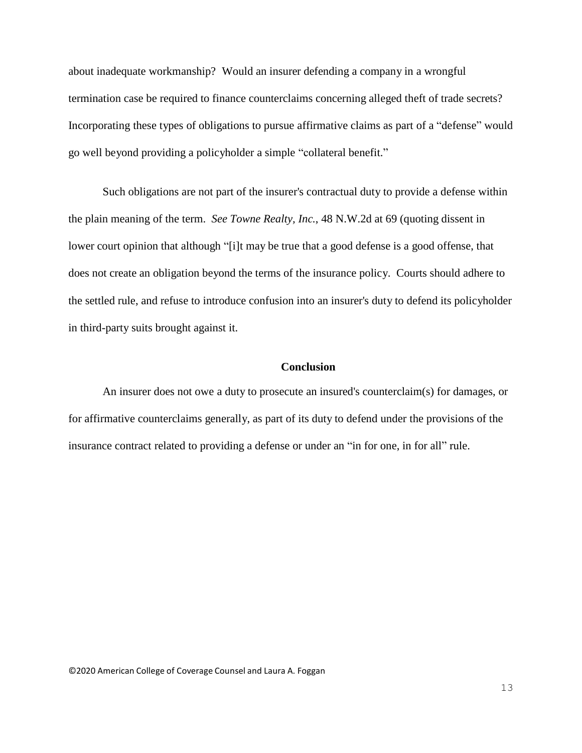about inadequate workmanship? Would an insurer defending a company in a wrongful termination case be required to finance counterclaims concerning alleged theft of trade secrets? Incorporating these types of obligations to pursue affirmative claims as part of a "defense" would go well beyond providing a policyholder a simple "collateral benefit."

Such obligations are not part of the insurer's contractual duty to provide a defense within the plain meaning of the term. *See Towne Realty, Inc.*, 48 N.W.2d at 69 (quoting dissent in lower court opinion that although "[i]t may be true that a good defense is a good offense, that does not create an obligation beyond the terms of the insurance policy. Courts should adhere to the settled rule, and refuse to introduce confusion into an insurer's duty to defend its policyholder in third-party suits brought against it.

## Conclusion

An insurer does not owe a duty to prosecute an insured's counterclaim(s) for damages, or for affirmative counterclaims generally, as part of its duty to defend under the provisions of the insurance contract related to providing a defense or under an "in for one, in for all" rule.

©2020 American College of Coverage Counsel and Laura A. Foggan